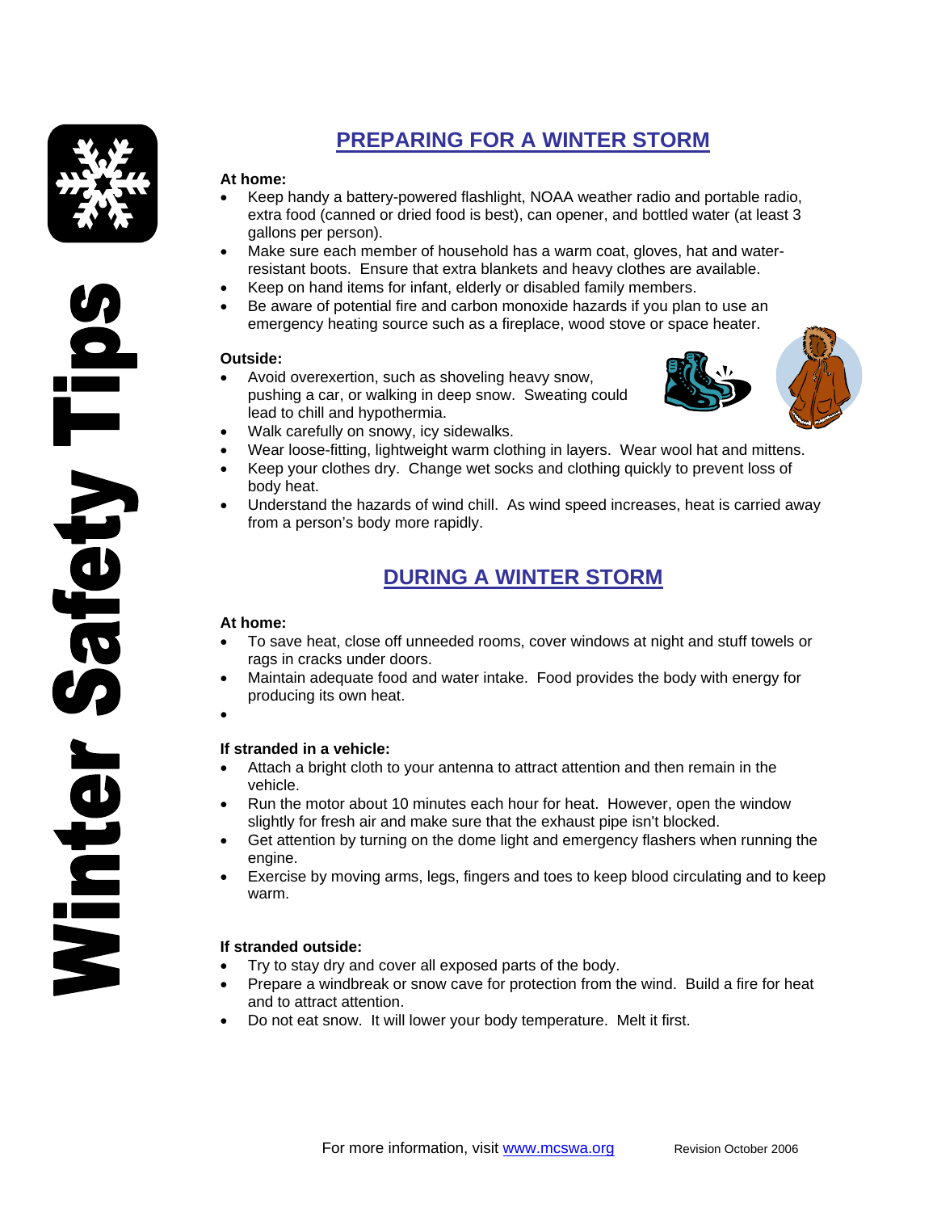# Winter Safety Tips

## PREPARING FOR A WINTER STORM

**At home:**

- Keep handy a battery-powered flashlight, NOAA weather radio and portable radio, extra food (canned or dried food is best), can opener, and bottled water (at least 3 gallons per person).
- Make sure each member of household has a warm coat, gloves, hat and water-resistant boots. Ensure that extra blankets and heavy clothes are available.
- Keep on hand items for infant, elderly or disabled family members.
- Be aware of potential fire and carbon monoxide hazards if you plan to use an emergency heating source such as a fireplace, wood stove or space heater.

**Outside:**

- Avoid overexertion, such as shoveling heavy snow, pushing a car, or walking in deep snow. Sweating could lead to chill and hypothermia.
- Walk carefully on snowy, icy sidewalks.
- Wear loose-fitting, lightweight warm clothing in layers. Wear wool hat and mittens.
- Keep your clothes dry. Change wet socks and clothing quickly to prevent loss of body heat.
- Understand the hazards of wind chill. As wind speed increases, heat is carried away from a person's body more rapidly.

## DURING A WINTER STORM

**At home:**

- To save heat, close off unneeded rooms, cover windows at night and stuff towels or rags in cracks under doors.
- Maintain adequate food and water intake. Food provides the body with energy for producing its own heat.

**If stranded in a vehicle:**

- Attach a bright cloth to your antenna to attract attention and then remain in the vehicle.
- Run the motor about 10 minutes each hour for heat. However, open the window slightly for fresh air and make sure that the exhaust pipe isn't blocked.
- Get attention by turning on the dome light and emergency flashers when running the engine.
- Exercise by moving arms, legs, fingers and toes to keep blood circulating and to keep warm.

**If stranded outside:**

- Try to stay dry and cover all exposed parts of the body.
- Prepare a windbreak or snow cave for protection from the wind. Build a fire for heat and to attract attention.
- Do not eat snow. It will lower your body temperature. Melt it first.

For more information, visit www.mcswa.org

Revision October 2006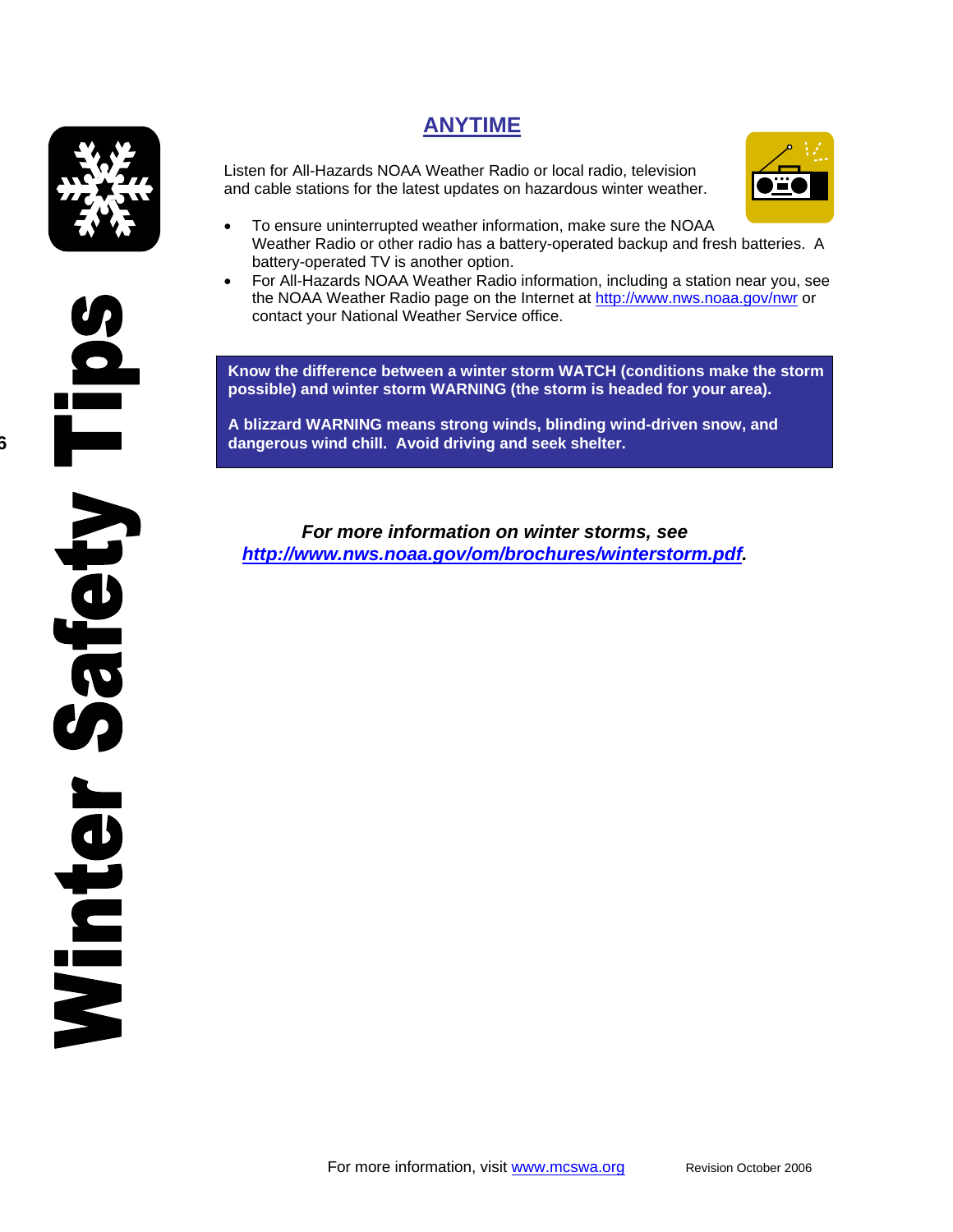## ANYTIME

Listen for All-Hazards NOAA Weather Radio or local radio, television and cable stations for the latest updates on hazardous winter weather.

- To ensure uninterrupted weather information, make sure the NOAA Weather Radio or other radio has a battery-operated backup and fresh batteries. A battery-operated TV is another option.
- For All-Hazards NOAA Weather Radio information, including a station near you, see the NOAA Weather Radio page on the Internet at http://www.nws.noaa.gov/nwr or contact your National Weather Service office.

**Know the difference between a winter storm WATCH (conditions make the storm possible) and winter storm WARNING (the storm is headed for your area).**

**A blizzard WARNING means strong winds, blinding wind-driven snow, and dangerous wind chill. Avoid driving and seek shelter.**

***For more information on winter storms, see http://www.nws.noaa.gov/om/brochures/winterstorm.pdf.***

For more information, visit www.mcswa.org

Revision October 2006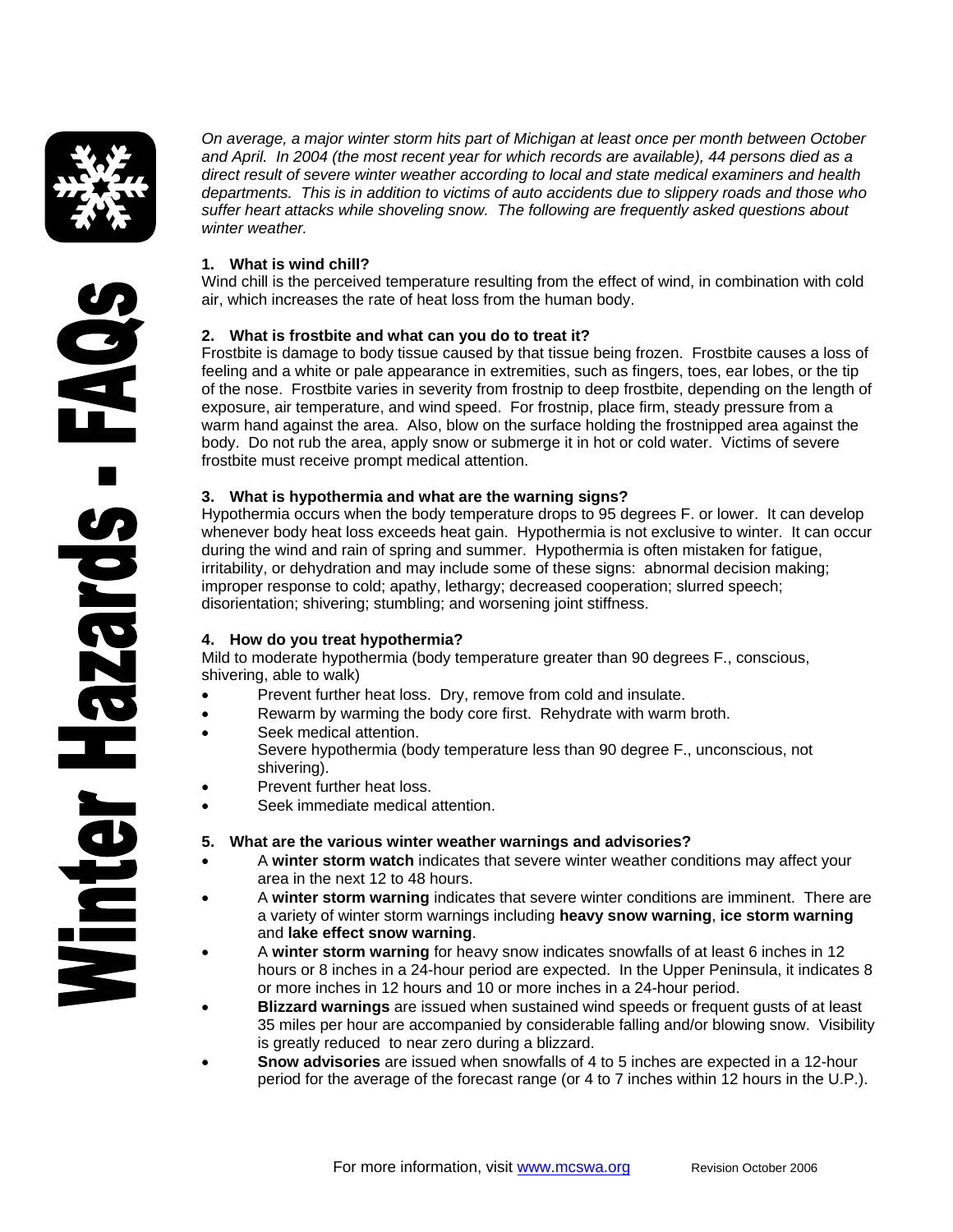# Winter Hazards - FAQs

*On average, a major winter storm hits part of Michigan at least once per month between October and April. In 2004 (the most recent year for which records are available), 44 persons died as a direct result of severe winter weather according to local and state medical examiners and health departments. This is in addition to victims of auto accidents due to slippery roads and those who suffer heart attacks while shoveling snow. The following are frequently asked questions about winter weather.*

**1. What is wind chill?**

Wind chill is the perceived temperature resulting from the effect of wind, in combination with cold air, which increases the rate of heat loss from the human body.

**2. What is frostbite and what can you do to treat it?**

Frostbite is damage to body tissue caused by that tissue being frozen. Frostbite causes a loss of feeling and a white or pale appearance in extremities, such as fingers, toes, ear lobes, or the tip of the nose. Frostbite varies in severity from frostnip to deep frostbite, depending on the length of exposure, air temperature, and wind speed. For frostnip, place firm, steady pressure from a warm hand against the area. Also, blow on the surface holding the frostnipped area against the body. Do not rub the area, apply snow or submerge it in hot or cold water. Victims of severe frostbite must receive prompt medical attention.

**3. What is hypothermia and what are the warning signs?**

Hypothermia occurs when the body temperature drops to 95 degrees F. or lower. It can develop whenever body heat loss exceeds heat gain. Hypothermia is not exclusive to winter. It can occur during the wind and rain of spring and summer. Hypothermia is often mistaken for fatigue, irritability, or dehydration and may include some of these signs: abnormal decision making; improper response to cold; apathy, lethargy; decreased cooperation; slurred speech; disorientation; shivering; stumbling; and worsening joint stiffness.

**4. How do you treat hypothermia?**

Mild to moderate hypothermia (body temperature greater than 90 degrees F., conscious, shivering, able to walk)

- Prevent further heat loss. Dry, remove from cold and insulate.
- Rewarm by warming the body core first. Rehydrate with warm broth.
- Seek medical attention.

Severe hypothermia (body temperature less than 90 degree F., unconscious, not shivering).

- Prevent further heat loss.
- Seek immediate medical attention.

**5. What are the various winter weather warnings and advisories?**

- A **winter storm watch** indicates that severe winter weather conditions may affect your area in the next 12 to 48 hours.
- A **winter storm warning** indicates that severe winter conditions are imminent. There are a variety of winter storm warnings including **heavy snow warning**, **ice storm warning** and **lake effect snow warning**.
- A **winter storm warning** for heavy snow indicates snowfalls of at least 6 inches in 12 hours or 8 inches in a 24-hour period are expected. In the Upper Peninsula, it indicates 8 or more inches in 12 hours and 10 or more inches in a 24-hour period.
- **Blizzard warnings** are issued when sustained wind speeds or frequent gusts of at least 35 miles per hour are accompanied by considerable falling and/or blowing snow. Visibility is greatly reduced to near zero during a blizzard.
- **Snow advisories** are issued when snowfalls of 4 to 5 inches are expected in a 12-hour period for the average of the forecast range (or 4 to 7 inches within 12 hours in the U.P.).

For more information, visit [www.mcswa.org](http://www.mcswa.org) Revision October 2006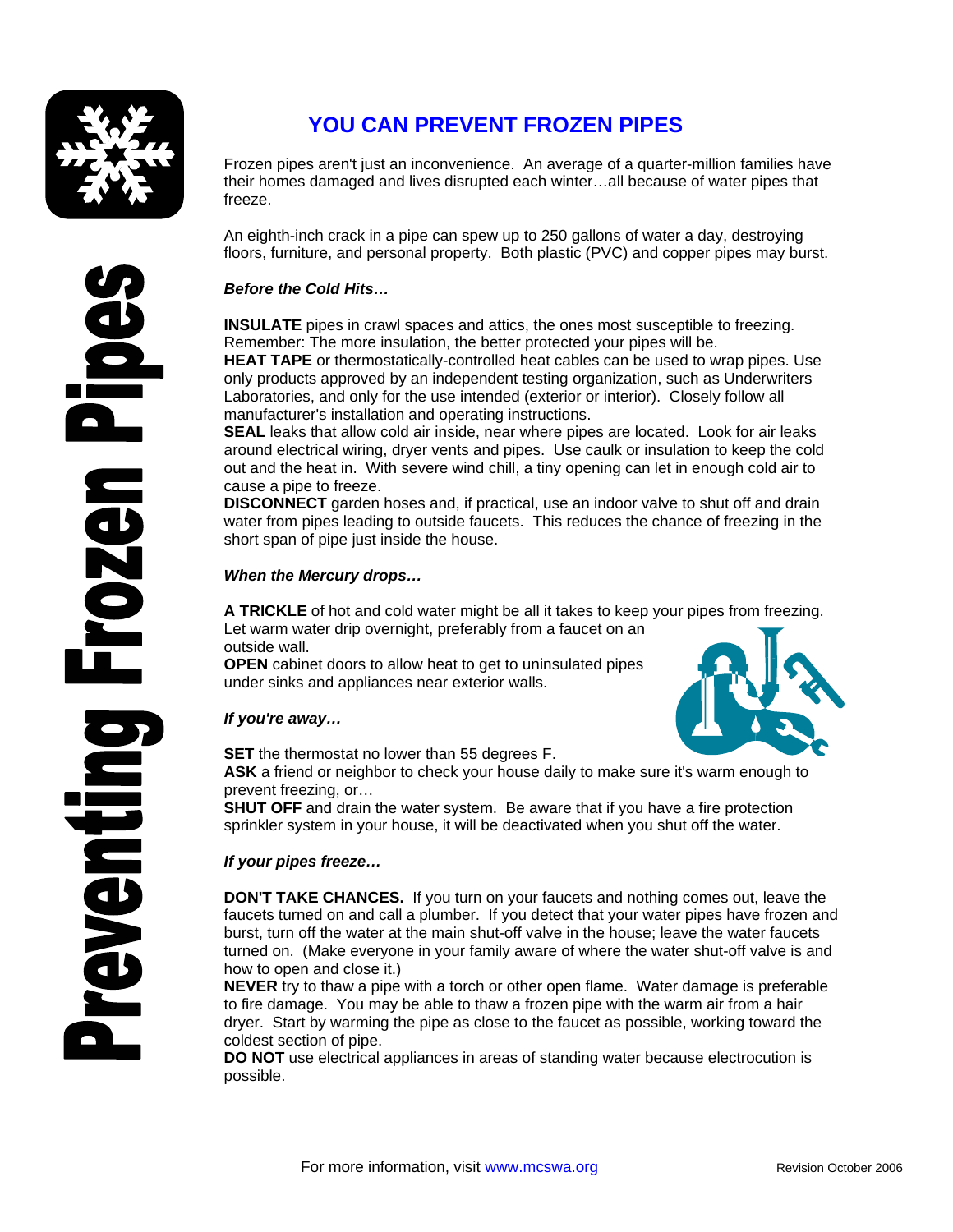# Preventing Frozen Pipes

## YOU CAN PREVENT FROZEN PIPES

Frozen pipes aren't just an inconvenience. An average of a quarter-million families have their homes damaged and lives disrupted each winter…all because of water pipes that freeze.

An eighth-inch crack in a pipe can spew up to 250 gallons of water a day, destroying floors, furniture, and personal property. Both plastic (PVC) and copper pipes may burst.

***Before the Cold Hits…***

**INSULATE** pipes in crawl spaces and attics, the ones most susceptible to freezing. Remember: The more insulation, the better protected your pipes will be.

**HEAT TAPE** or thermostatically-controlled heat cables can be used to wrap pipes. Use only products approved by an independent testing organization, such as Underwriters Laboratories, and only for the use intended (exterior or interior). Closely follow all manufacturer's installation and operating instructions.

**SEAL** leaks that allow cold air inside, near where pipes are located. Look for air leaks around electrical wiring, dryer vents and pipes. Use caulk or insulation to keep the cold out and the heat in. With severe wind chill, a tiny opening can let in enough cold air to cause a pipe to freeze.

**DISCONNECT** garden hoses and, if practical, use an indoor valve to shut off and drain water from pipes leading to outside faucets. This reduces the chance of freezing in the short span of pipe just inside the house.

***When the Mercury drops…***

**A TRICKLE** of hot and cold water might be all it takes to keep your pipes from freezing. Let warm water drip overnight, preferably from a faucet on an outside wall.

**OPEN** cabinet doors to allow heat to get to uninsulated pipes under sinks and appliances near exterior walls.

***If you're away…***

**SET** the thermostat no lower than 55 degrees F.

**ASK** a friend or neighbor to check your house daily to make sure it's warm enough to prevent freezing, or…

**SHUT OFF** and drain the water system. Be aware that if you have a fire protection sprinkler system in your house, it will be deactivated when you shut off the water.

***If your pipes freeze…***

**DON'T TAKE CHANCES.** If you turn on your faucets and nothing comes out, leave the faucets turned on and call a plumber. If you detect that your water pipes have frozen and burst, turn off the water at the main shut-off valve in the house; leave the water faucets turned on. (Make everyone in your family aware of where the water shut-off valve is and how to open and close it.)

**NEVER** try to thaw a pipe with a torch or other open flame. Water damage is preferable to fire damage. You may be able to thaw a frozen pipe with the warm air from a hair dryer. Start by warming the pipe as close to the faucet as possible, working toward the coldest section of pipe.

**DO NOT** use electrical appliances in areas of standing water because electrocution is possible.

For more information, visit [www.mcswa.org](http://www.mcswa.org)

Revision October 2006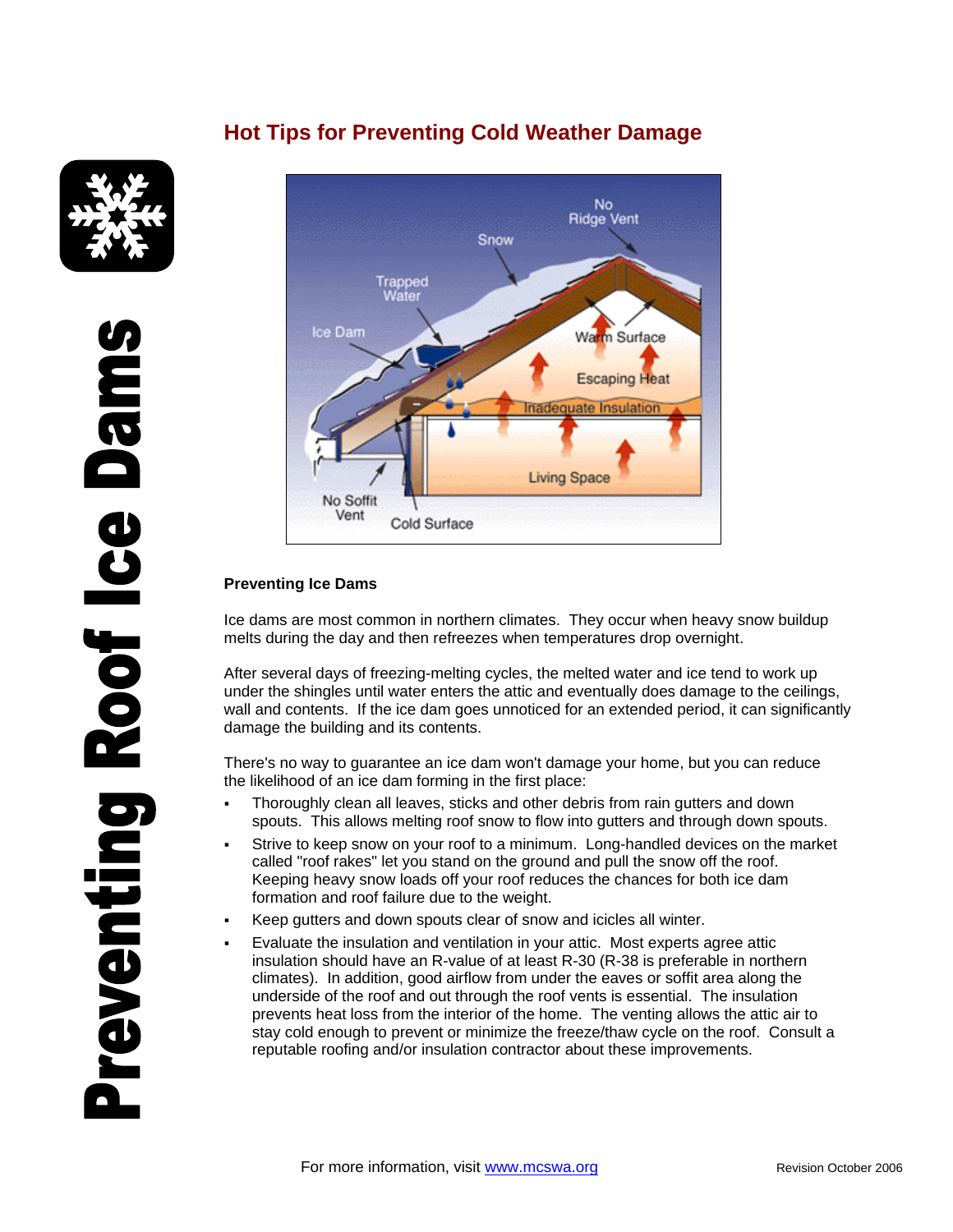# Hot Tips for Preventing Cold Weather Damage

# Preventing Roof Ice Dams

### Preventing Ice Dams

Ice dams are most common in northern climates. They occur when heavy snow buildup melts during the day and then refreezes when temperatures drop overnight.

After several days of freezing-melting cycles, the melted water and ice tend to work up under the shingles until water enters the attic and eventually does damage to the ceilings, wall and contents. If the ice dam goes unnoticed for an extended period, it can significantly damage the building and its contents.

There's no way to guarantee an ice dam won't damage your home, but you can reduce the likelihood of an ice dam forming in the first place:

- Thoroughly clean all leaves, sticks and other debris from rain gutters and down spouts. This allows melting roof snow to flow into gutters and through down spouts.
- Strive to keep snow on your roof to a minimum. Long-handled devices on the market called "roof rakes" let you stand on the ground and pull the snow off the roof. Keeping heavy snow loads off your roof reduces the chances for both ice dam formation and roof failure due to the weight.
- Keep gutters and down spouts clear of snow and icicles all winter.
- Evaluate the insulation and ventilation in your attic. Most experts agree attic insulation should have an R-value of at least R-30 (R-38 is preferable in northern climates). In addition, good airflow from under the eaves or soffit area along the underside of the roof and out through the roof vents is essential. The insulation prevents heat loss from the interior of the home. The venting allows the attic air to stay cold enough to prevent or minimize the freeze/thaw cycle on the roof. Consult a reputable roofing and/or insulation contractor about these improvements.

For more information, visit www.mcswa.org

Revision October 2006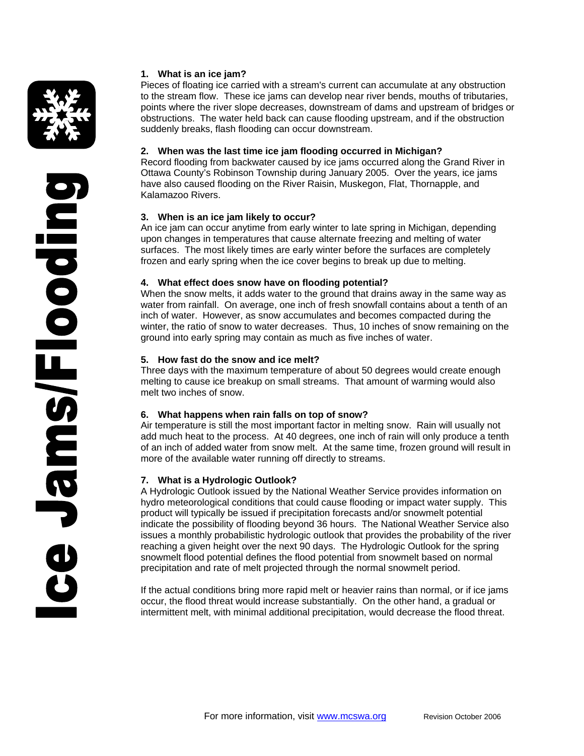# Ice Jams/Flooding

**1. What is an ice jam?**

Pieces of floating ice carried with a stream's current can accumulate at any obstruction to the stream flow. These ice jams can develop near river bends, mouths of tributaries, points where the river slope decreases, downstream of dams and upstream of bridges or obstructions. The water held back can cause flooding upstream, and if the obstruction suddenly breaks, flash flooding can occur downstream.

**2. When was the last time ice jam flooding occurred in Michigan?**

Record flooding from backwater caused by ice jams occurred along the Grand River in Ottawa County's Robinson Township during January 2005. Over the years, ice jams have also caused flooding on the River Raisin, Muskegon, Flat, Thornapple, and Kalamazoo Rivers.

**3. When is an ice jam likely to occur?**

An ice jam can occur anytime from early winter to late spring in Michigan, depending upon changes in temperatures that cause alternate freezing and melting of water surfaces. The most likely times are early winter before the surfaces are completely frozen and early spring when the ice cover begins to break up due to melting.

**4. What effect does snow have on flooding potential?**

When the snow melts, it adds water to the ground that drains away in the same way as water from rainfall. On average, one inch of fresh snowfall contains about a tenth of an inch of water. However, as snow accumulates and becomes compacted during the winter, the ratio of snow to water decreases. Thus, 10 inches of snow remaining on the ground into early spring may contain as much as five inches of water.

**5. How fast do the snow and ice melt?**

Three days with the maximum temperature of about 50 degrees would create enough melting to cause ice breakup on small streams. That amount of warming would also melt two inches of snow.

**6. What happens when rain falls on top of snow?**

Air temperature is still the most important factor in melting snow. Rain will usually not add much heat to the process. At 40 degrees, one inch of rain will only produce a tenth of an inch of added water from snow melt. At the same time, frozen ground will result in more of the available water running off directly to streams.

**7. What is a Hydrologic Outlook?**

A Hydrologic Outlook issued by the National Weather Service provides information on hydro meteorological conditions that could cause flooding or impact water supply. This product will typically be issued if precipitation forecasts and/or snowmelt potential indicate the possibility of flooding beyond 36 hours. The National Weather Service also issues a monthly probabilistic hydrologic outlook that provides the probability of the river reaching a given height over the next 90 days. The Hydrologic Outlook for the spring snowmelt flood potential defines the flood potential from snowmelt based on normal precipitation and rate of melt projected through the normal snowmelt period.

If the actual conditions bring more rapid melt or heavier rains than normal, or if ice jams occur, the flood threat would increase substantially. On the other hand, a gradual or intermittent melt, with minimal additional precipitation, would decrease the flood threat.

For more information, visit www.mcswa.org Revision October 2006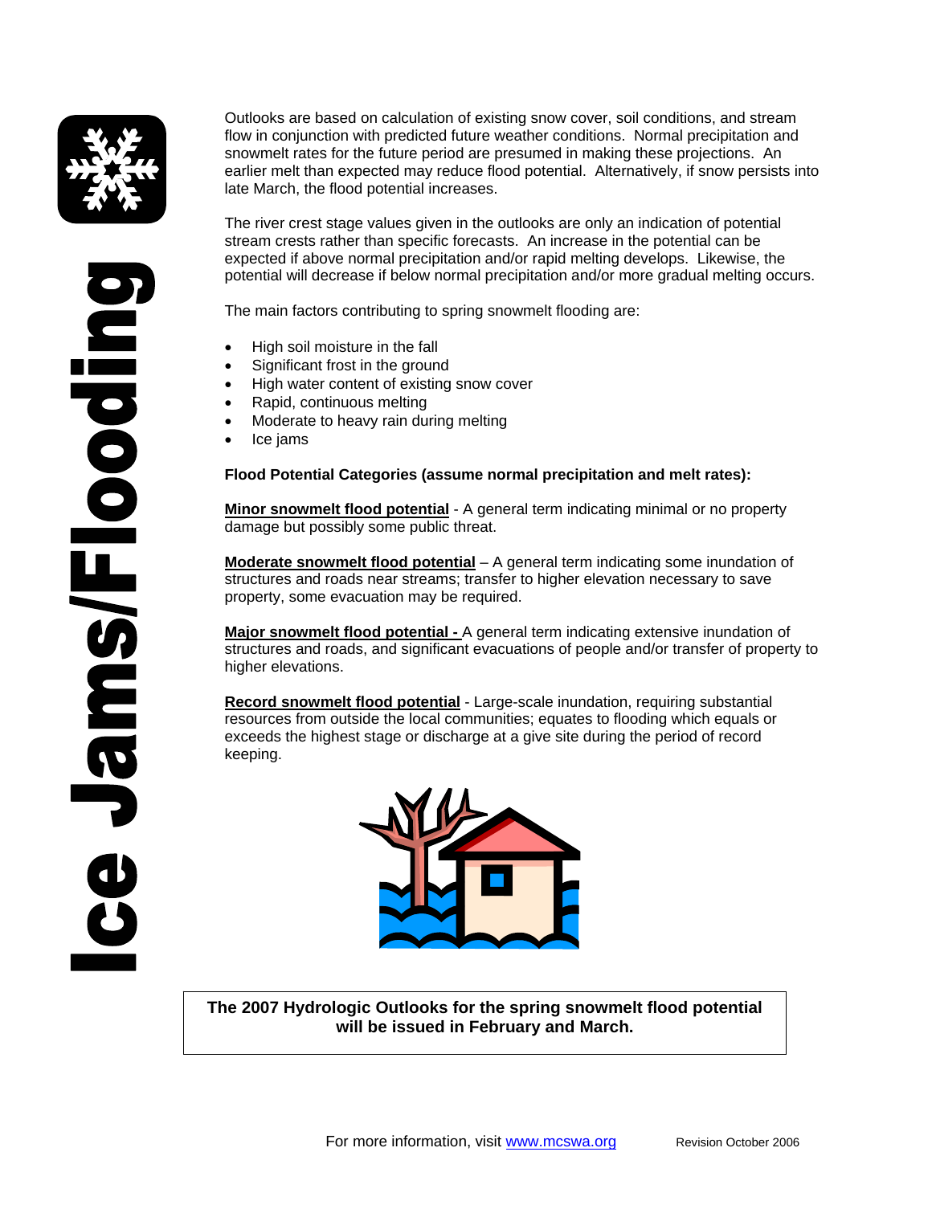# Ice Jams/Flooding

Outlooks are based on calculation of existing snow cover, soil conditions, and stream flow in conjunction with predicted future weather conditions. Normal precipitation and snowmelt rates for the future period are presumed in making these projections. An earlier melt than expected may reduce flood potential. Alternatively, if snow persists into late March, the flood potential increases.

The river crest stage values given in the outlooks are only an indication of potential stream crests rather than specific forecasts. An increase in the potential can be expected if above normal precipitation and/or rapid melting develops. Likewise, the potential will decrease if below normal precipitation and/or more gradual melting occurs.

The main factors contributing to spring snowmelt flooding are:

- High soil moisture in the fall
- Significant frost in the ground
- High water content of existing snow cover
- Rapid, continuous melting
- Moderate to heavy rain during melting
- Ice jams

**Flood Potential Categories (assume normal precipitation and melt rates):**

**<u>Minor snowmelt flood potential</u>** - A general term indicating minimal or no property damage but possibly some public threat.

**<u>Moderate snowmelt flood potential</u>** – A general term indicating some inundation of structures and roads near streams; transfer to higher elevation necessary to save property, some evacuation may be required.

**<u>Major snowmelt flood potential -</u>** A general term indicating extensive inundation of structures and roads, and significant evacuations of people and/or transfer of property to higher elevations.

**<u>Record snowmelt flood potential</u>** - Large-scale inundation, requiring substantial resources from outside the local communities; equates to flooding which equals or exceeds the highest stage or discharge at a give site during the period of record keeping.

**The 2007 Hydrologic Outlooks for the spring snowmelt flood potential will be issued in February and March.**

For more information, visit www.mcswa.org

Revision October 2006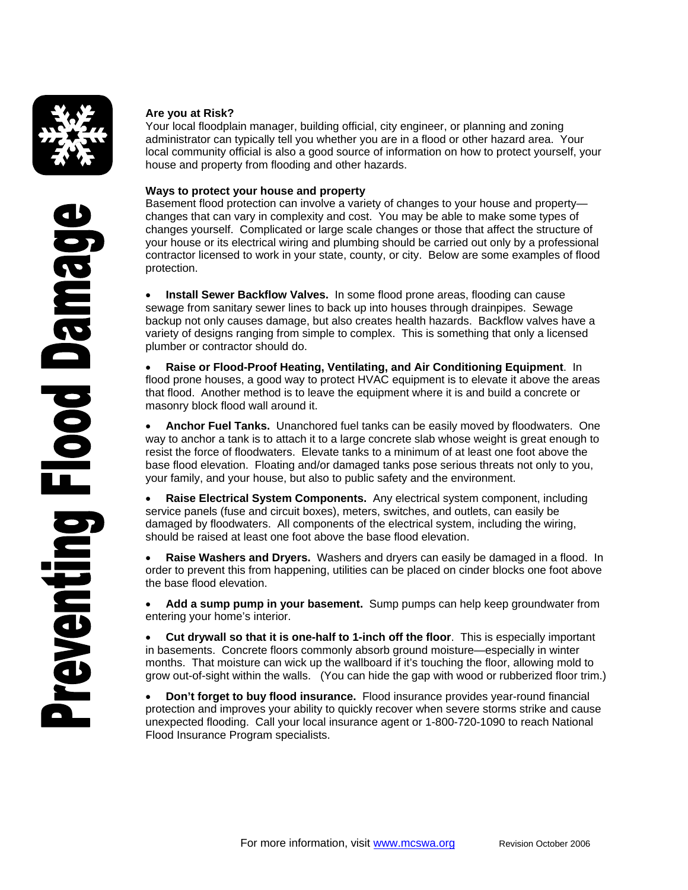# Preventing Flood Damage

### Are you at Risk?

Your local floodplain manager, building official, city engineer, or planning and zoning administrator can typically tell you whether you are in a flood or other hazard area. Your local community official is also a good source of information on how to protect yourself, your house and property from flooding and other hazards.

### Ways to protect your house and property

Basement flood protection can involve a variety of changes to your house and property—changes that can vary in complexity and cost. You may be able to make some types of changes yourself. Complicated or large scale changes or those that affect the structure of your house or its electrical wiring and plumbing should be carried out only by a professional contractor licensed to work in your state, county, or city. Below are some examples of flood protection.

- **Install Sewer Backflow Valves.** In some flood prone areas, flooding can cause sewage from sanitary sewer lines to back up into houses through drainpipes. Sewage backup not only causes damage, but also creates health hazards. Backflow valves have a variety of designs ranging from simple to complex. This is something that only a licensed plumber or contractor should do.

- **Raise or Flood-Proof Heating, Ventilating, and Air Conditioning Equipment**. In flood prone houses, a good way to protect HVAC equipment is to elevate it above the areas that flood. Another method is to leave the equipment where it is and build a concrete or masonry block flood wall around it.

- **Anchor Fuel Tanks.** Unanchored fuel tanks can be easily moved by floodwaters. One way to anchor a tank is to attach it to a large concrete slab whose weight is great enough to resist the force of floodwaters. Elevate tanks to a minimum of at least one foot above the base flood elevation. Floating and/or damaged tanks pose serious threats not only to you, your family, and your house, but also to public safety and the environment.

- **Raise Electrical System Components.** Any electrical system component, including service panels (fuse and circuit boxes), meters, switches, and outlets, can easily be damaged by floodwaters. All components of the electrical system, including the wiring, should be raised at least one foot above the base flood elevation.

- **Raise Washers and Dryers.** Washers and dryers can easily be damaged in a flood. In order to prevent this from happening, utilities can be placed on cinder blocks one foot above the base flood elevation.

- **Add a sump pump in your basement.** Sump pumps can help keep groundwater from entering your home's interior.

- **Cut drywall so that it is one-half to 1-inch off the floor**. This is especially important in basements. Concrete floors commonly absorb ground moisture—especially in winter months. That moisture can wick up the wallboard if it's touching the floor, allowing mold to grow out-of-sight within the walls. (You can hide the gap with wood or rubberized floor trim.)

- **Don't forget to buy flood insurance.** Flood insurance provides year-round financial protection and improves your ability to quickly recover when severe storms strike and cause unexpected flooding. Call your local insurance agent or 1-800-720-1090 to reach National Flood Insurance Program specialists.

For more information, visit www.mcswa.org    Revision October 2006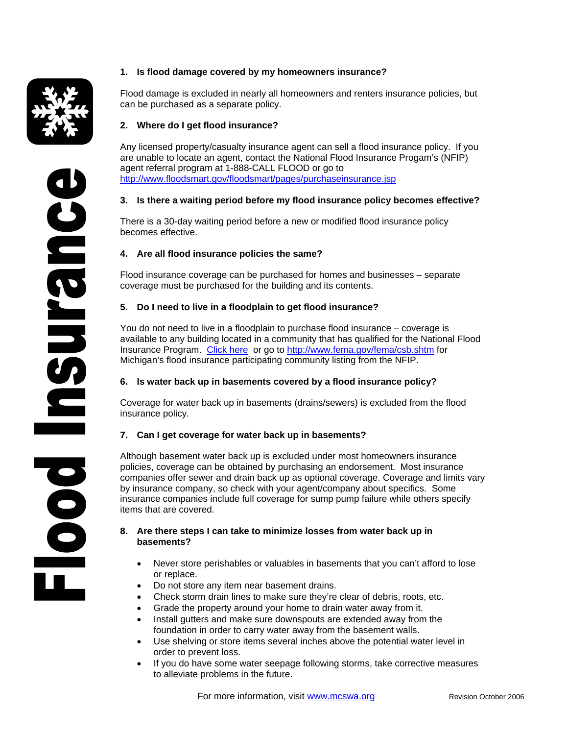# Flood Insurance

**1. Is flood damage covered by my homeowners insurance?**

Flood damage is excluded in nearly all homeowners and renters insurance policies, but can be purchased as a separate policy.

**2. Where do I get flood insurance?**

Any licensed property/casualty insurance agent can sell a flood insurance policy. If you are unable to locate an agent, contact the National Flood Insurance Progam's (NFIP) agent referral program at 1-888-CALL FLOOD or go to http://www.floodsmart.gov/floodsmart/pages/purchaseinsurance.jsp

**3. Is there a waiting period before my flood insurance policy becomes effective?**

There is a 30-day waiting period before a new or modified flood insurance policy becomes effective.

**4. Are all flood insurance policies the same?**

Flood insurance coverage can be purchased for homes and businesses – separate coverage must be purchased for the building and its contents.

**5. Do I need to live in a floodplain to get flood insurance?**

You do not need to live in a floodplain to purchase flood insurance – coverage is available to any building located in a community that has qualified for the National Flood Insurance Program. Click here or go to http://www.fema.gov/fema/csb.shtm for Michigan's flood insurance participating community listing from the NFIP.

**6. Is water back up in basements covered by a flood insurance policy?**

Coverage for water back up in basements (drains/sewers) is excluded from the flood insurance policy.

**7. Can I get coverage for water back up in basements?**

Although basement water back up is excluded under most homeowners insurance policies, coverage can be obtained by purchasing an endorsement. Most insurance companies offer sewer and drain back up as optional coverage. Coverage and limits vary by insurance company, so check with your agent/company about specifics. Some insurance companies include full coverage for sump pump failure while others specify items that are covered.

**8. Are there steps I can take to minimize losses from water back up in basements?**

- Never store perishables or valuables in basements that you can't afford to lose or replace.
- Do not store any item near basement drains.
- Check storm drain lines to make sure they're clear of debris, roots, etc.
- Grade the property around your home to drain water away from it.
- Install gutters and make sure downspouts are extended away from the foundation in order to carry water away from the basement walls.
- Use shelving or store items several inches above the potential water level in order to prevent loss.
- If you do have some water seepage following storms, take corrective measures to alleviate problems in the future.

For more information, visit www.mcswa.org

Revision October 2006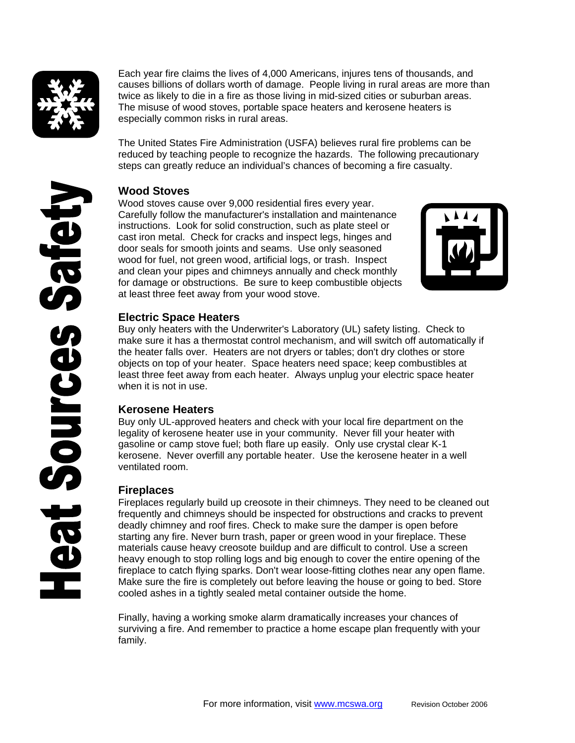# Heat Sources Safety

Each year fire claims the lives of 4,000 Americans, injures tens of thousands, and causes billions of dollars worth of damage. People living in rural areas are more than twice as likely to die in a fire as those living in mid-sized cities or suburban areas. The misuse of wood stoves, portable space heaters and kerosene heaters is especially common risks in rural areas.

The United States Fire Administration (USFA) believes rural fire problems can be reduced by teaching people to recognize the hazards. The following precautionary steps can greatly reduce an individual's chances of becoming a fire casualty.

## Wood Stoves

Wood stoves cause over 9,000 residential fires every year. Carefully follow the manufacturer's installation and maintenance instructions. Look for solid construction, such as plate steel or cast iron metal. Check for cracks and inspect legs, hinges and door seals for smooth joints and seams. Use only seasoned wood for fuel, not green wood, artificial logs, or trash. Inspect and clean your pipes and chimneys annually and check monthly for damage or obstructions. Be sure to keep combustible objects at least three feet away from your wood stove.

## Electric Space Heaters

Buy only heaters with the Underwriter's Laboratory (UL) safety listing. Check to make sure it has a thermostat control mechanism, and will switch off automatically if the heater falls over. Heaters are not dryers or tables; don't dry clothes or store objects on top of your heater. Space heaters need space; keep combustibles at least three feet away from each heater. Always unplug your electric space heater when it is not in use.

## Kerosene Heaters

Buy only UL-approved heaters and check with your local fire department on the legality of kerosene heater use in your community. Never fill your heater with gasoline or camp stove fuel; both flare up easily. Only use crystal clear K-1 kerosene. Never overfill any portable heater. Use the kerosene heater in a well ventilated room.

## Fireplaces

Fireplaces regularly build up creosote in their chimneys. They need to be cleaned out frequently and chimneys should be inspected for obstructions and cracks to prevent deadly chimney and roof fires. Check to make sure the damper is open before starting any fire. Never burn trash, paper or green wood in your fireplace. These materials cause heavy creosote buildup and are difficult to control. Use a screen heavy enough to stop rolling logs and big enough to cover the entire opening of the fireplace to catch flying sparks. Don't wear loose-fitting clothes near any open flame. Make sure the fire is completely out before leaving the house or going to bed. Store cooled ashes in a tightly sealed metal container outside the home.

Finally, having a working smoke alarm dramatically increases your chances of surviving a fire. And remember to practice a home escape plan frequently with your family.

For more information, visit www.mcswa.org

Revision October 2006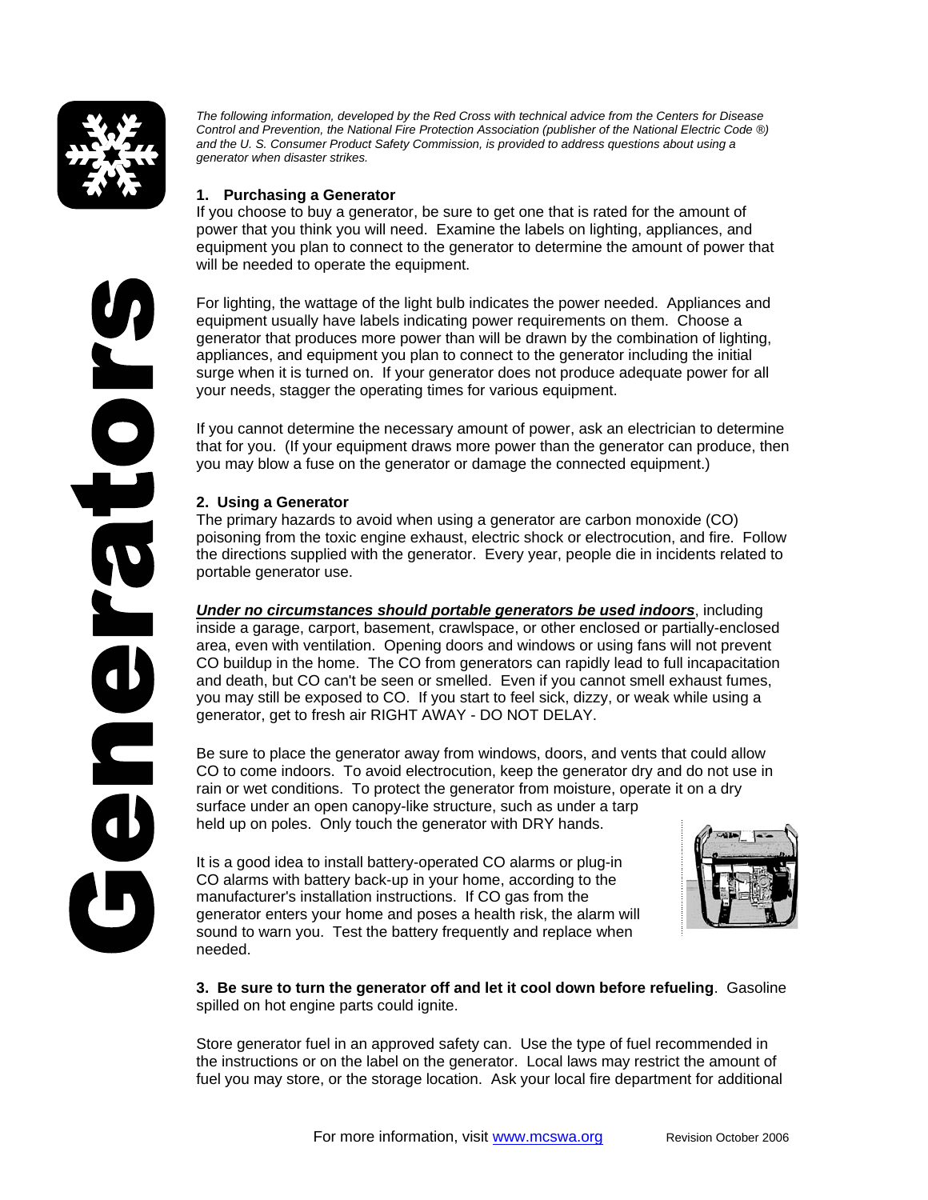# Generators

*The following information, developed by the Red Cross with technical advice from the Centers for Disease Control and Prevention, the National Fire Protection Association (publisher of the National Electric Code ®) and the U. S. Consumer Product Safety Commission, is provided to address questions about using a generator when disaster strikes.*

## 1. Purchasing a Generator

If you choose to buy a generator, be sure to get one that is rated for the amount of power that you think you will need. Examine the labels on lighting, appliances, and equipment you plan to connect to the generator to determine the amount of power that will be needed to operate the equipment.

For lighting, the wattage of the light bulb indicates the power needed. Appliances and equipment usually have labels indicating power requirements on them. Choose a generator that produces more power than will be drawn by the combination of lighting, appliances, and equipment you plan to connect to the generator including the initial surge when it is turned on. If your generator does not produce adequate power for all your needs, stagger the operating times for various equipment.

If you cannot determine the necessary amount of power, ask an electrician to determine that for you. (If your equipment draws more power than the generator can produce, then you may blow a fuse on the generator or damage the connected equipment.)

## 2. Using a Generator

The primary hazards to avoid when using a generator are carbon monoxide (CO) poisoning from the toxic engine exhaust, electric shock or electrocution, and fire. Follow the directions supplied with the generator. Every year, people die in incidents related to portable generator use.

***Under no circumstances should portable generators be used indoors***, including inside a garage, carport, basement, crawlspace, or other enclosed or partially-enclosed area, even with ventilation. Opening doors and windows or using fans will not prevent CO buildup in the home. The CO from generators can rapidly lead to full incapacitation and death, but CO can't be seen or smelled. Even if you cannot smell exhaust fumes, you may still be exposed to CO. If you start to feel sick, dizzy, or weak while using a generator, get to fresh air RIGHT AWAY - DO NOT DELAY.

Be sure to place the generator away from windows, doors, and vents that could allow CO to come indoors. To avoid electrocution, keep the generator dry and do not use in rain or wet conditions. To protect the generator from moisture, operate it on a dry surface under an open canopy-like structure, such as under a tarp held up on poles. Only touch the generator with DRY hands.

It is a good idea to install battery-operated CO alarms or plug-in CO alarms with battery back-up in your home, according to the manufacturer's installation instructions. If CO gas from the generator enters your home and poses a health risk, the alarm will sound to warn you. Test the battery frequently and replace when needed.

**3. Be sure to turn the generator off and let it cool down before refueling**. Gasoline spilled on hot engine parts could ignite.

Store generator fuel in an approved safety can. Use the type of fuel recommended in the instructions or on the label on the generator. Local laws may restrict the amount of fuel you may store, or the storage location. Ask your local fire department for additional

For more information, visit www.mcswa.org Revision October 2006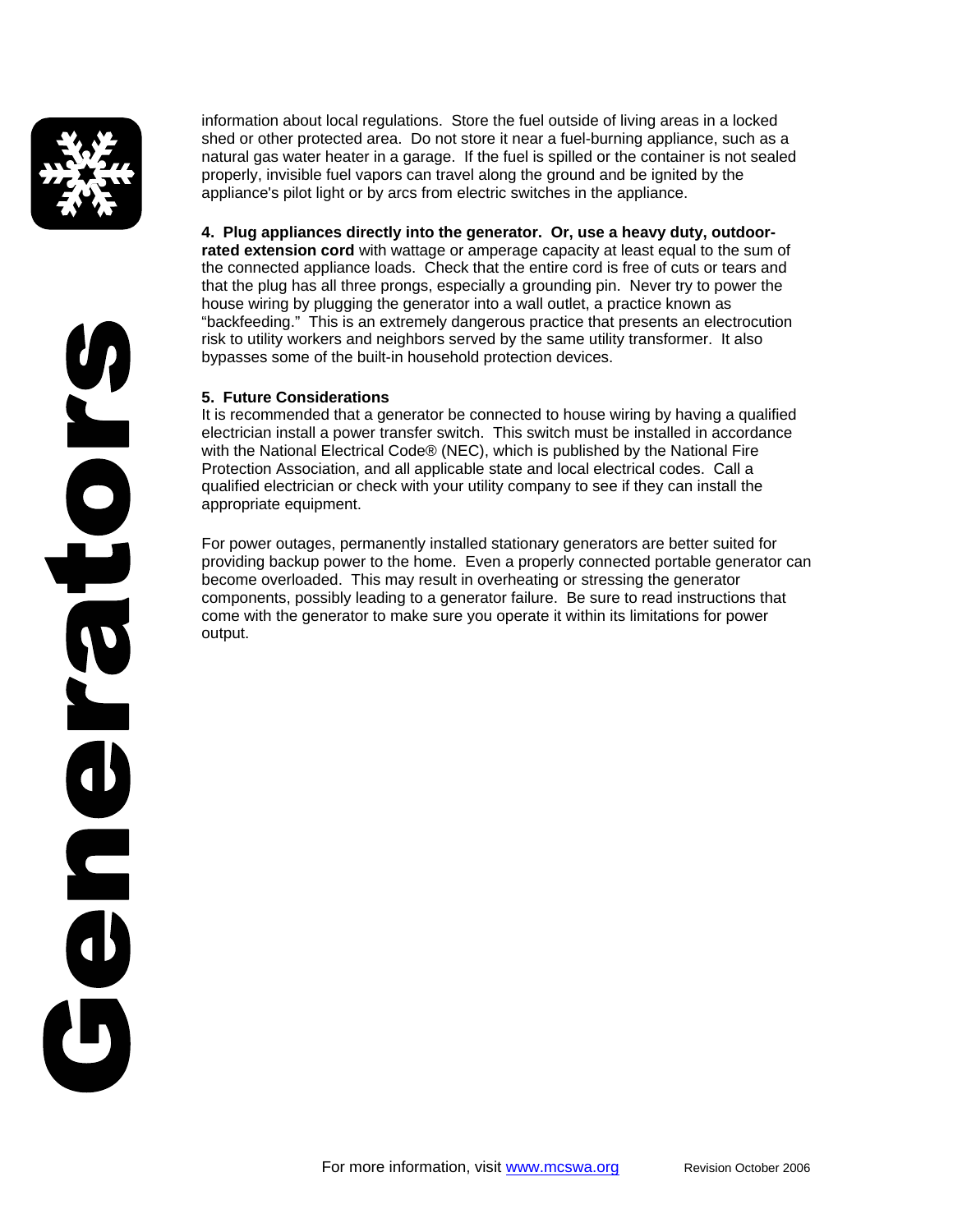information about local regulations. Store the fuel outside of living areas in a locked shed or other protected area. Do not store it near a fuel-burning appliance, such as a natural gas water heater in a garage. If the fuel is spilled or the container is not sealed properly, invisible fuel vapors can travel along the ground and be ignited by the appliance's pilot light or by arcs from electric switches in the appliance.

**4. Plug appliances directly into the generator. Or, use a heavy duty, outdoor-rated extension cord** with wattage or amperage capacity at least equal to the sum of the connected appliance loads. Check that the entire cord is free of cuts or tears and that the plug has all three prongs, especially a grounding pin. Never try to power the house wiring by plugging the generator into a wall outlet, a practice known as "backfeeding." This is an extremely dangerous practice that presents an electrocution risk to utility workers and neighbors served by the same utility transformer. It also bypasses some of the built-in household protection devices.

**5. Future Considerations**

It is recommended that a generator be connected to house wiring by having a qualified electrician install a power transfer switch. This switch must be installed in accordance with the National Electrical Code® (NEC), which is published by the National Fire Protection Association, and all applicable state and local electrical codes. Call a qualified electrician or check with your utility company to see if they can install the appropriate equipment.

For power outages, permanently installed stationary generators are better suited for providing backup power to the home. Even a properly connected portable generator can become overloaded. This may result in overheating or stressing the generator components, possibly leading to a generator failure. Be sure to read instructions that come with the generator to make sure you operate it within its limitations for power output.

For more information, visit www.mcswa.org

Revision October 2006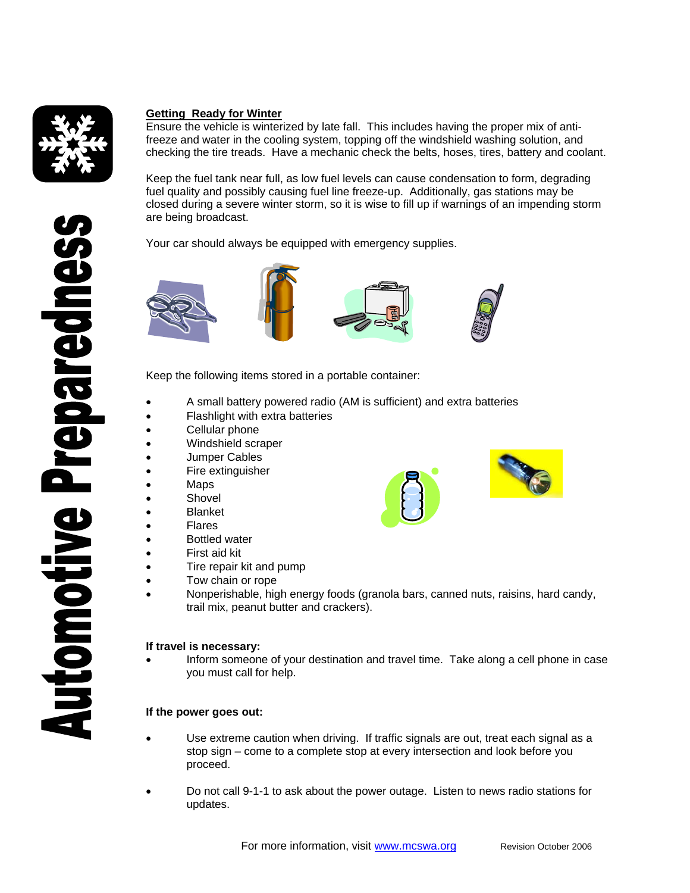# Automotive Preparedness

## Getting Ready for Winter

Ensure the vehicle is winterized by late fall. This includes having the proper mix of anti-freeze and water in the cooling system, topping off the windshield washing solution, and checking the tire treads. Have a mechanic check the belts, hoses, tires, battery and coolant.

Keep the fuel tank near full, as low fuel levels can cause condensation to form, degrading fuel quality and possibly causing fuel line freeze-up. Additionally, gas stations may be closed during a severe winter storm, so it is wise to fill up if warnings of an impending storm are being broadcast.

Your car should always be equipped with emergency supplies.

Keep the following items stored in a portable container:

- A small battery powered radio (AM is sufficient) and extra batteries
- Flashlight with extra batteries
- Cellular phone
- Windshield scraper
- Jumper Cables
- Fire extinguisher
- Maps
- Shovel
- Blanket
- Flares
- Bottled water
- First aid kit
- Tire repair kit and pump
- Tow chain or rope
- Nonperishable, high energy foods (granola bars, canned nuts, raisins, hard candy, trail mix, peanut butter and crackers).

**If travel is necessary:**

- Inform someone of your destination and travel time. Take along a cell phone in case you must call for help.

**If the power goes out:**

- Use extreme caution when driving. If traffic signals are out, treat each signal as a stop sign – come to a complete stop at every intersection and look before you proceed.
- Do not call 9-1-1 to ask about the power outage. Listen to news radio stations for updates.

For more information, visit www.mcswa.org

Revision October 2006